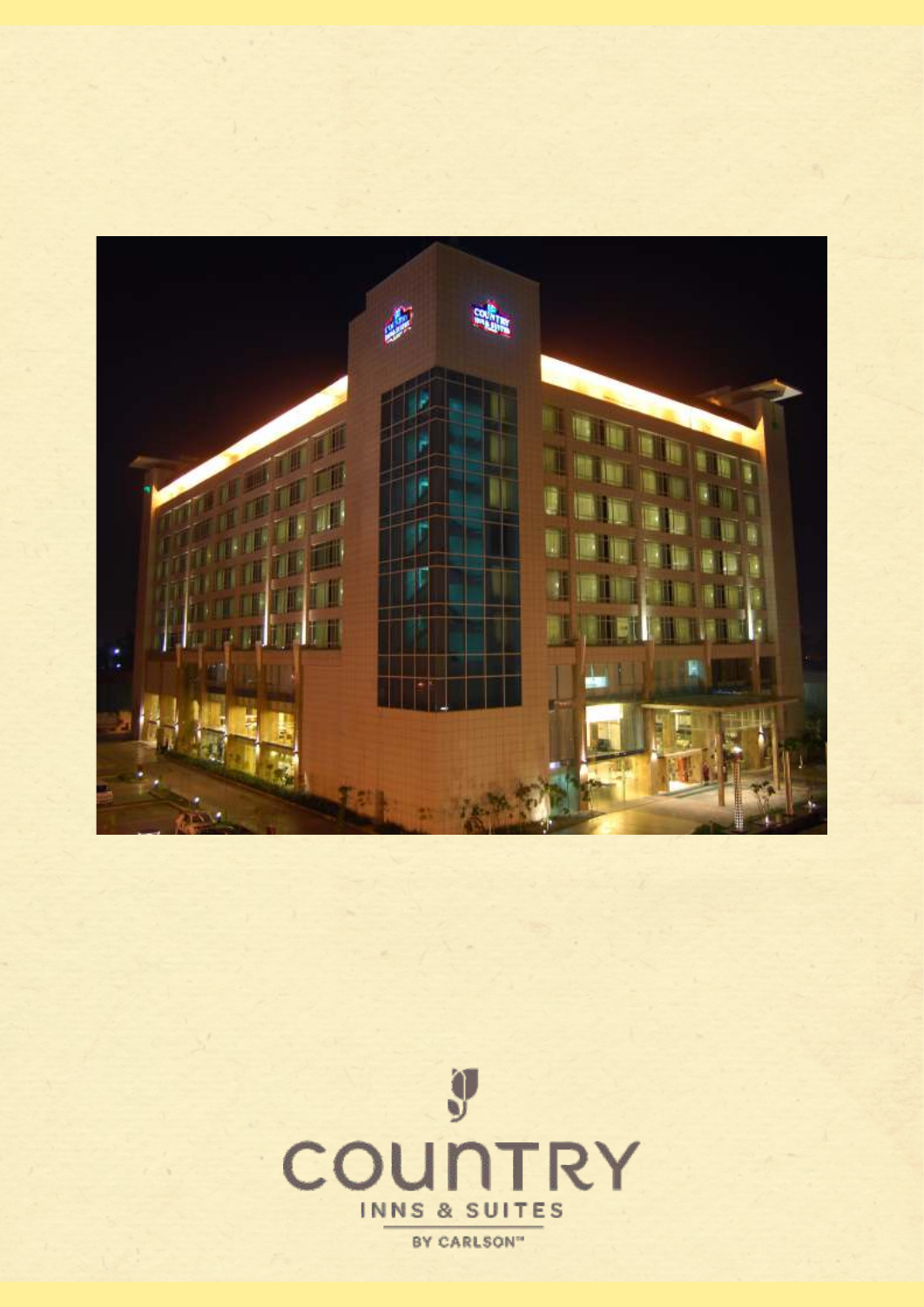COUNTRY

INNS & SUITES

BY CARLSON™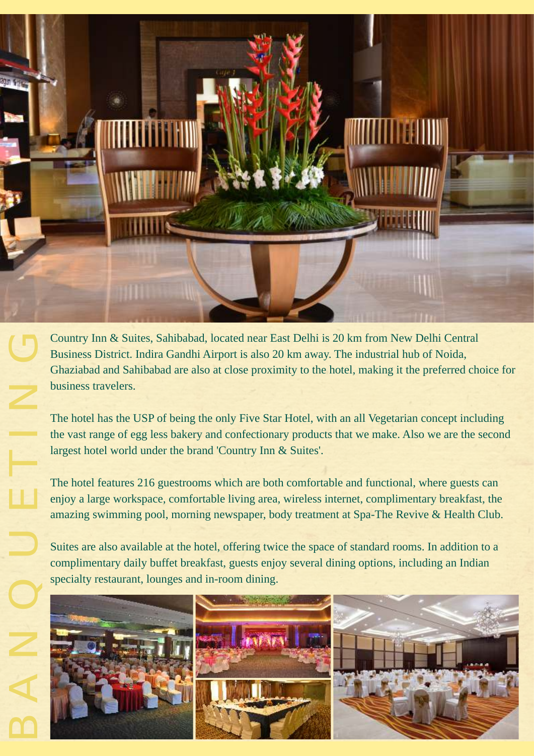# BANQUETING

Country Inn & Suites, Sahibabad, located near East Delhi is 20 km from New Delhi Central Business District. Indira Gandhi Airport is also 20 km away. The industrial hub of Noida, Ghaziabad and Sahibabad are also at close proximity to the hotel, making it the preferred choice for business travelers.

The hotel has the USP of being the only Five Star Hotel, with an all Vegetarian concept including the vast range of egg less bakery and confectionary products that we make. Also we are the second largest hotel world under the brand 'Country Inn & Suites'.

The hotel features 216 guestrooms which are both comfortable and functional, where guests can enjoy a large workspace, comfortable living area, wireless internet, complimentary breakfast, the amazing swimming pool, morning newspaper, body treatment at Spa-The Revive & Health Club.

Suites are also available at the hotel, offering twice the space of standard rooms. In addition to a complimentary daily buffet breakfast, guests enjoy several dining options, including an Indian specialty restaurant, lounges and in-room dining.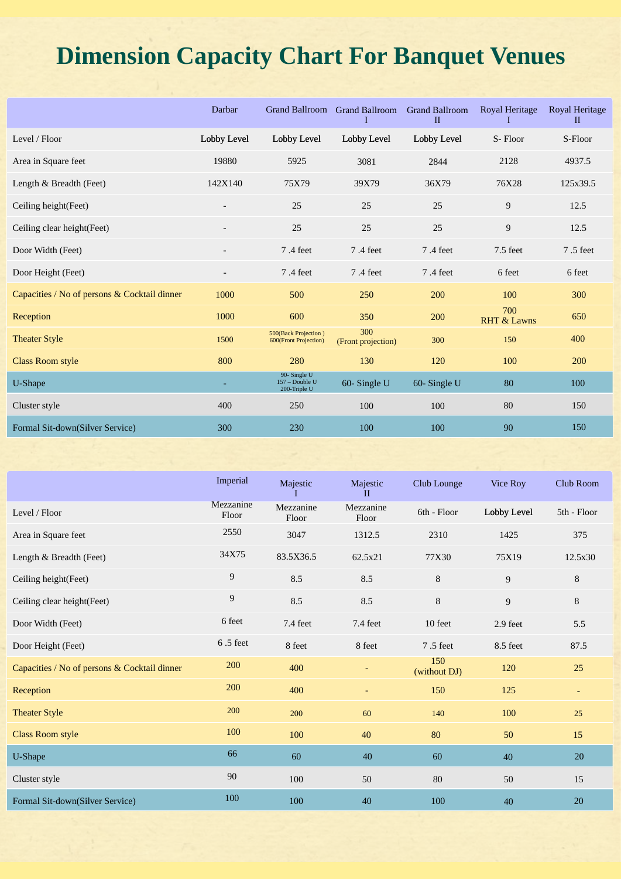# Dimension Capacity Chart For Banquet Venues

| | Darbar | Grand Ballroom | Grand Ballroom I | Grand Ballroom II | Royal Heritage I | Royal Heritage II |
|---|---|---|---|---|---|---|
| Level / Floor | Lobby Level | Lobby Level | Lobby Level | Lobby Level | S- Floor | S-Floor |
| Area in Square feet | 19880 | 5925 | 3081 | 2844 | 2128 | 4937.5 |
| Length & Breadth (Feet) | 142X140 | 75X79 | 39X79 | 36X79 | 76X28 | 125x39.5 |
| Ceiling height(Feet) | - | 25 | 25 | 25 | 9 | 12.5 |
| Ceiling clear height(Feet) | - | 25 | 25 | 25 | 9 | 12.5 |
| Door Width (Feet) | - | 7 .4 feet | 7 .4 feet | 7 .4 feet | 7.5 feet | 7 .5 feet |
| Door Height (Feet) | - | 7 .4 feet | 7 .4 feet | 7 .4 feet | 6 feet | 6 feet |
| Capacities / No of persons & Cocktail dinner | 1000 | 500 | 250 | 200 | 100 | 300 |
| Reception | 1000 | 600 | 350 | 200 | 700 RHT & Lawns | 650 |
| Theater Style | 1500 | 500(Back Projection ) 600(Front Projection) | 300 (Front projection) | 300 | 150 | 400 |
| Class Room style | 800 | 280 | 130 | 120 | 100 | 200 |
| U-Shape | - | 90- Single U 157 – Double U 200-Triple U | 60- Single U | 60- Single U | 80 | 100 |
| Cluster style | 400 | 250 | 100 | 100 | 80 | 150 |
| Formal Sit-down(Silver Service) | 300 | 230 | 100 | 100 | 90 | 150 |

| | Imperial | Majestic I | Majestic II | Club Lounge | Vice Roy | Club Room |
|---|---|---|---|---|---|---|
| Level / Floor | Mezzanine Floor | Mezzanine Floor | Mezzanine Floor | 6th - Floor | Lobby Level | 5th - Floor |
| Area in Square feet | 2550 | 3047 | 1312.5 | 2310 | 1425 | 375 |
| Length & Breadth (Feet) | 34X75 | 83.5X36.5 | 62.5x21 | 77X30 | 75X19 | 12.5x30 |
| Ceiling height(Feet) | 9 | 8.5 | 8.5 | 8 | 9 | 8 |
| Ceiling clear height(Feet) | 9 | 8.5 | 8.5 | 8 | 9 | 8 |
| Door Width (Feet) | 6 feet | 7.4 feet | 7.4 feet | 10 feet | 2.9 feet | 5.5 |
| Door Height (Feet) | 6 .5 feet | 8 feet | 8 feet | 7 .5 feet | 8.5 feet | 87.5 |
| Capacities / No of persons & Cocktail dinner | 200 | 400 | - | 150 (without DJ) | 120 | 25 |
| Reception | 200 | 400 | - | 150 | 125 | - |
| Theater Style | 200 | 200 | 60 | 140 | 100 | 25 |
| Class Room style | 100 | 100 | 40 | 80 | 50 | 15 |
| U-Shape | 66 | 60 | 40 | 60 | 40 | 20 |
| Cluster style | 90 | 100 | 50 | 80 | 50 | 15 |
| Formal Sit-down(Silver Service) | 100 | 100 | 40 | 100 | 40 | 20 |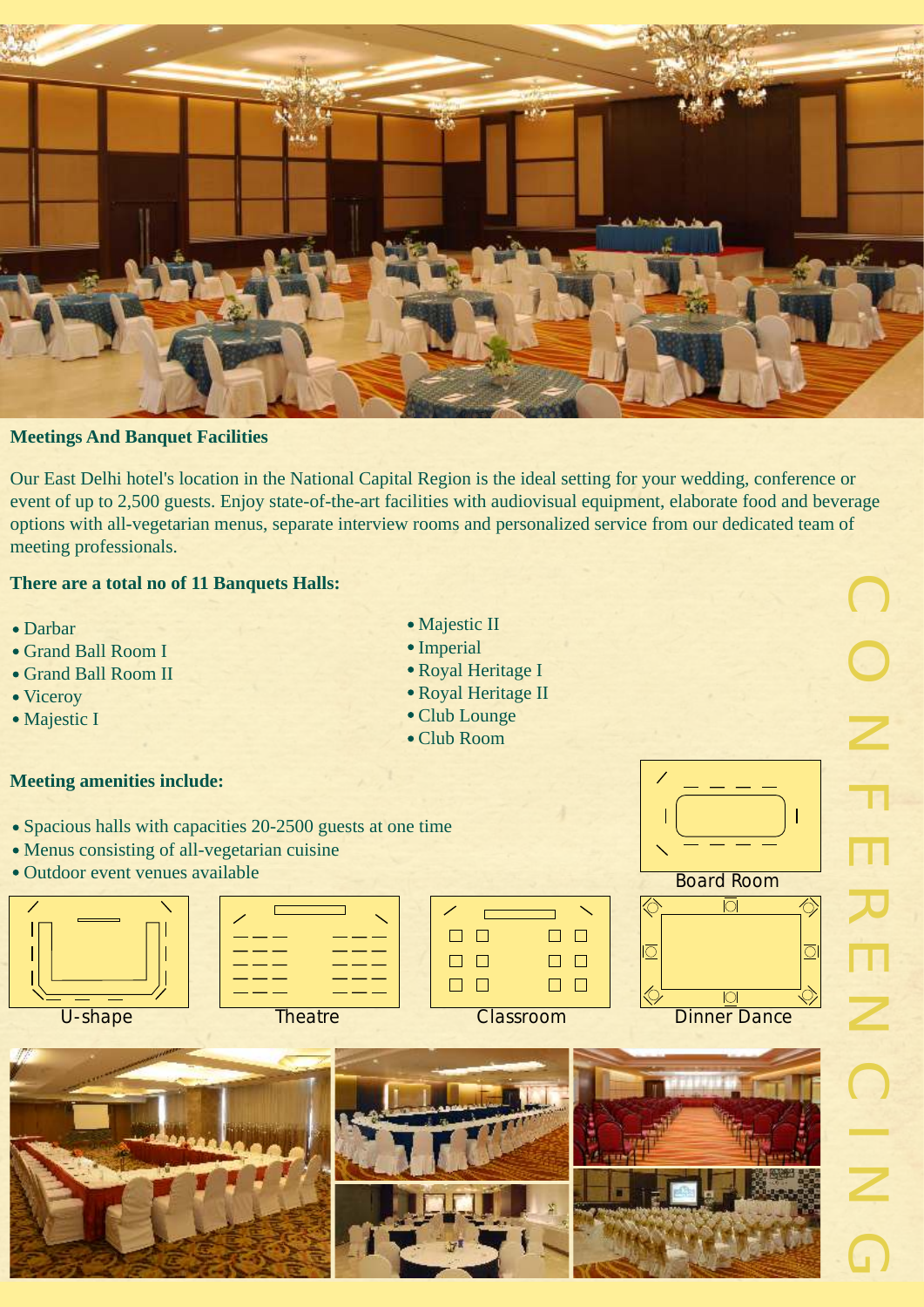## Meetings And Banquet Facilities

Our East Delhi hotel's location in the National Capital Region is the ideal setting for your wedding, conference or event of up to 2,500 guests. Enjoy state-of-the-art facilities with audiovisual equipment, elaborate food and beverage options with all-vegetarian menus, separate interview rooms and personalized service from our dedicated team of meeting professionals.

### There are a total no of 11 Banquets Halls:

- Darbar
- Grand Ball Room I
- Grand Ball Room II
- Viceroy
- Majestic I
- Majestic II
- Imperial
- Royal Heritage I
- Royal Heritage II
- Club Lounge
- Club Room

### Meeting amenities include:

- Spacious halls with capacities 20-2500 guests at one time
- Menus consisting of all-vegetarian cuisine
- Outdoor event venues available

Board Room

U-shape

Theatre

Classroom

Dinner Dance

CONFERENCING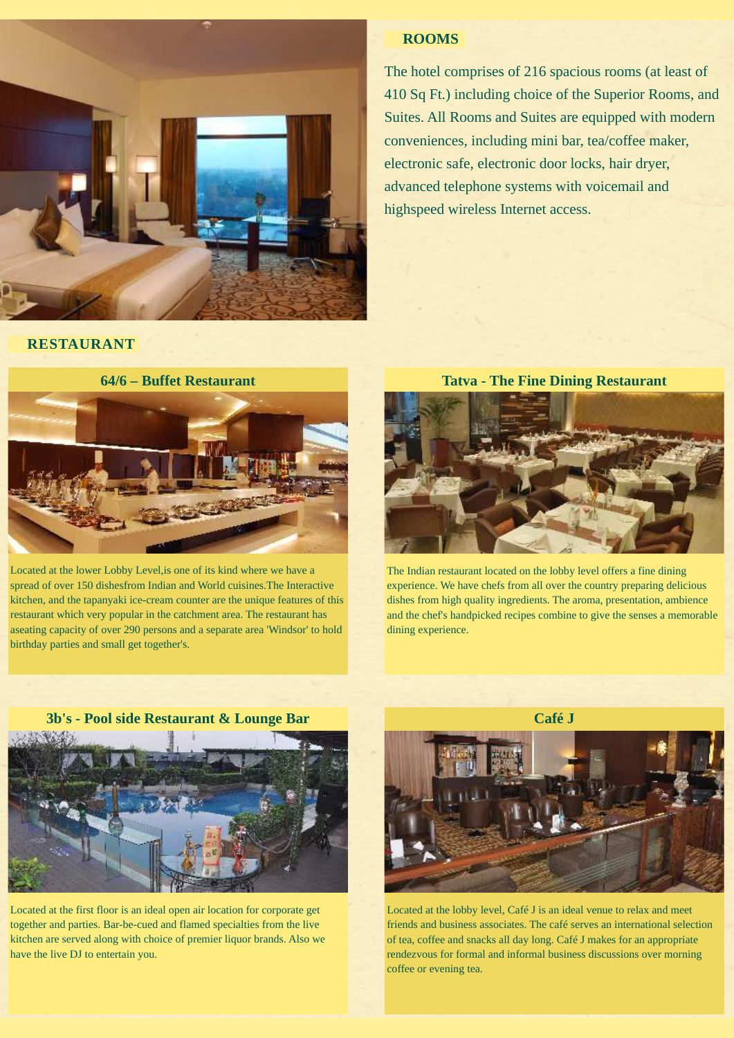## ROOMS

The hotel comprises of 216 spacious rooms (at least of 410 Sq Ft.) including choice of the Superior Rooms, and Suites. All Rooms and Suites are equipped with modern conveniences, including mini bar, tea/coffee maker, electronic safe, electronic door locks, hair dryer, advanced telephone systems with voicemail and highspeed wireless Internet access.

## RESTAURANT

### 64/6 – Buffet Restaurant

Located at the lower Lobby Level,is one of its kind where we have a spread of over 150 dishesfrom Indian and World cuisines.The Interactive kitchen, and the tapanyaki ice-cream counter are the unique features of this restaurant which very popular in the catchment area. The restaurant has aseating capacity of over 290 persons and a separate area 'Windsor' to hold birthday parties and small get together's.

### Tatva - The Fine Dining Restaurant

The Indian restaurant located on the lobby level offers a fine dining experience. We have chefs from all over the country preparing delicious dishes from high quality ingredients. The aroma, presentation, ambience and the chef's handpicked recipes combine to give the senses a memorable dining experience.

### 3b's - Pool side Restaurant & Lounge Bar

Located at the first floor is an ideal open air location for corporate get together and parties. Bar-be-cued and flamed specialties from the live kitchen are served along with choice of premier liquor brands. Also we have the live DJ to entertain you.

### Café J

Located at the lobby level, Café J is an ideal venue to relax and meet friends and business associates. The café serves an international selection of tea, coffee and snacks all day long. Café J makes for an appropriate rendezvous for formal and informal business discussions over morning coffee or evening tea.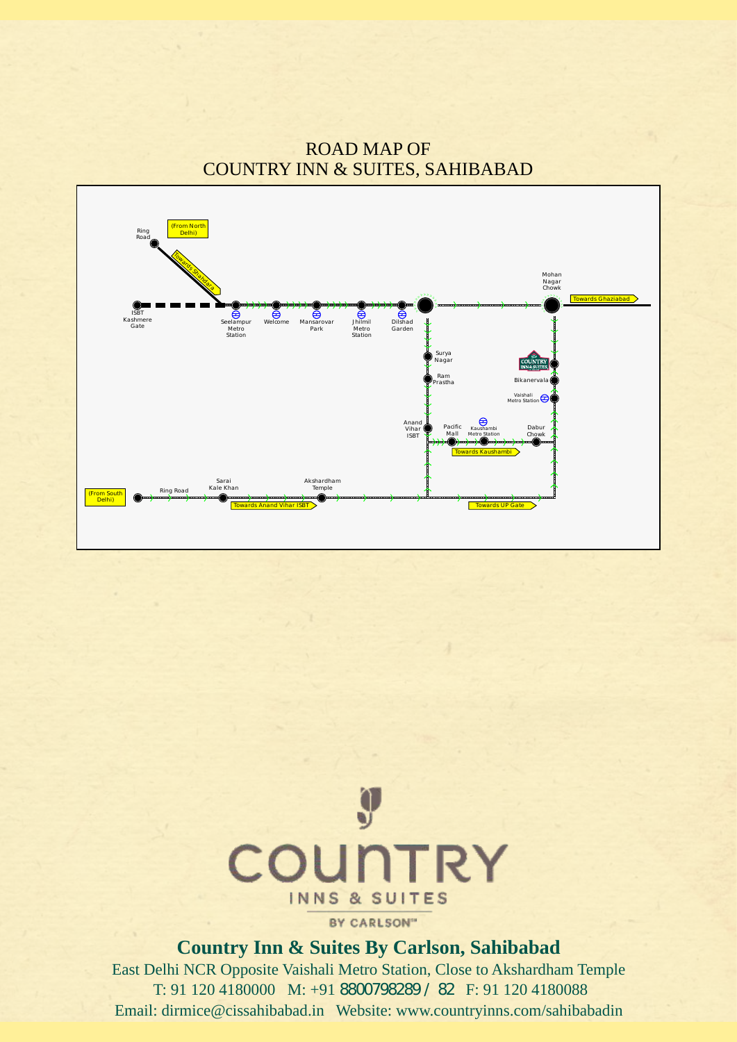# ROAD MAP OF
# COUNTRY INN & SUITES, SAHIBABAD

(From North Delhi)

Ring Road

Towards Shahdara

Mohan Nagar Chowk

Towards Ghaziabad

ISBT Kashmere Gate

Seelampur Metro Station

Welcome

Mansarovar Park

Jhilmil Metro Station

Dilshad Garden

Surya Nagar

Ram Prastha

Bikanervala

Vaishali Metro Station

Anand Vihar ISBT

Pacific Mall

Kaushambi Metro Station

Dabur Chowk

Towards Kaushambi

(From South Delhi)

Ring Road

Sarai Kale Khan

Akshardham Temple

Towards Anand Vihar ISBT

Towards UP Gate

COUNTRY INNS & SUITES BY CARLSON

**Country Inn & Suites By Carlson, Sahibabad**

East Delhi NCR Opposite Vaishali Metro Station, Close to Akshardham Temple

T: 91 120 4180000 M: +91 8800798289 / 82 F: 91 120 4180088

Email: dirmice@cissahibabad.in Website: www.countryinns.com/sahibabadin